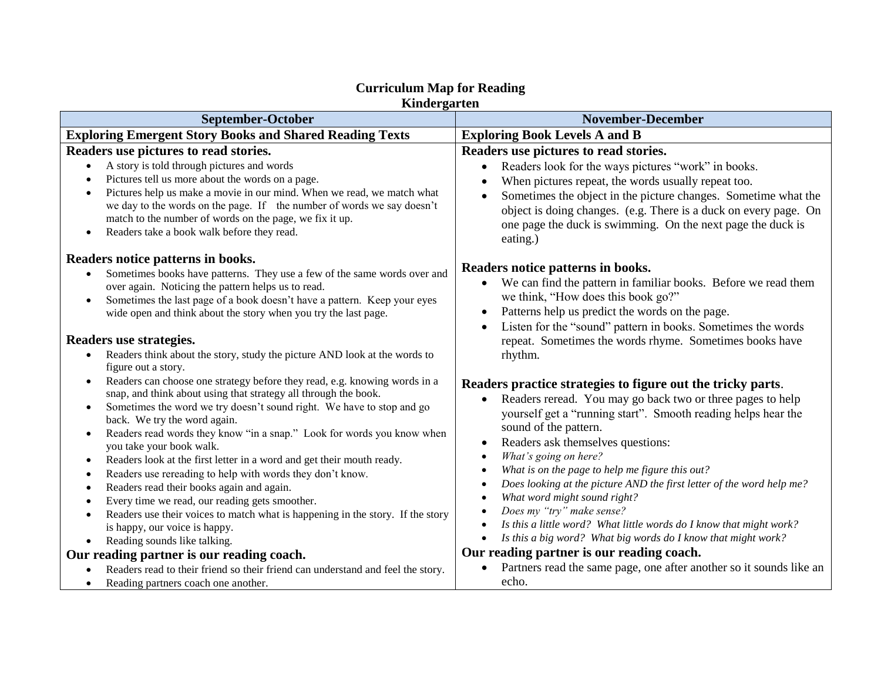# Curriculum Map for Reading
## Kindergarten

| September-October | November-December |
|---|---|
| **Exploring Emergent Story Books and Shared Reading Texts** | **Exploring Book Levels A and B** |
| **Readers use pictures to read stories.**<br>• A story is told through pictures and words<br>• Pictures tell us more about the words on a page.<br>• Pictures help us make a movie in our mind. When we read, we match what we day to the words on the page. If the number of words we say doesn't match to the number of words on the page, we fix it up.<br>• Readers take a book walk before they read.<br><br>**Readers notice patterns in books.**<br>• Sometimes books have patterns. They use a few of the same words over and over again. Noticing the pattern helps us to read.<br>• Sometimes the last page of a book doesn't have a pattern. Keep your eyes wide open and think about the story when you try the last page.<br><br>**Readers use strategies.**<br>• Readers think about the story, study the picture AND look at the words to figure out a story.<br>• Readers can choose one strategy before they read, e.g. knowing words in a snap, and think about using that strategy all through the book.<br>• Sometimes the word we try doesn't sound right. We have to stop and go back. We try the word again.<br>• Readers read words they know "in a snap." Look for words you know when you take your book walk.<br>• Readers look at the first letter in a word and get their mouth ready.<br>• Readers use rereading to help with words they don't know.<br>• Readers read their books again and again.<br>• Every time we read, our reading gets smoother.<br>• Readers use their voices to match what is happening in the story. If the story is happy, our voice is happy.<br>• Reading sounds like talking.<br>**Our reading partner is our reading coach.**<br>• Readers read to their friend so their friend can understand and feel the story.<br>• Reading partners coach one another. | **Readers use pictures to read stories.**<br>• Readers look for the ways pictures "work" in books.<br>• When pictures repeat, the words usually repeat too.<br>• Sometimes the object in the picture changes. Sometime what the object is doing changes. (e.g. There is a duck on every page. On one page the duck is swimming. On the next page the duck is eating.)<br><br>**Readers notice patterns in books.**<br>• We can find the pattern in familiar books. Before we read them we think, "How does this book go?"<br>• Patterns help us predict the words on the page.<br>• Listen for the "sound" pattern in books. Sometimes the words repeat. Sometimes the words rhyme. Sometimes books have rhythm.<br><br>**Readers practice strategies to figure out the tricky parts**.<br>• Readers reread. You may go back two or three pages to help yourself get a "running start". Smooth reading helps hear the sound of the pattern.<br>• Readers ask themselves questions:<br>• *What's going on here?*<br>• *What is on the page to help me figure this out?*<br>• *Does looking at the picture AND the first letter of the word help me?*<br>• *What word might sound right?*<br>• *Does my "try" make sense?*<br>• *Is this a little word? What little words do I know that might work?*<br>• *Is this a big word? What big words do I know that might work?*<br>**Our reading partner is our reading coach.**<br>• Partners read the same page, one after another so it sounds like an echo. |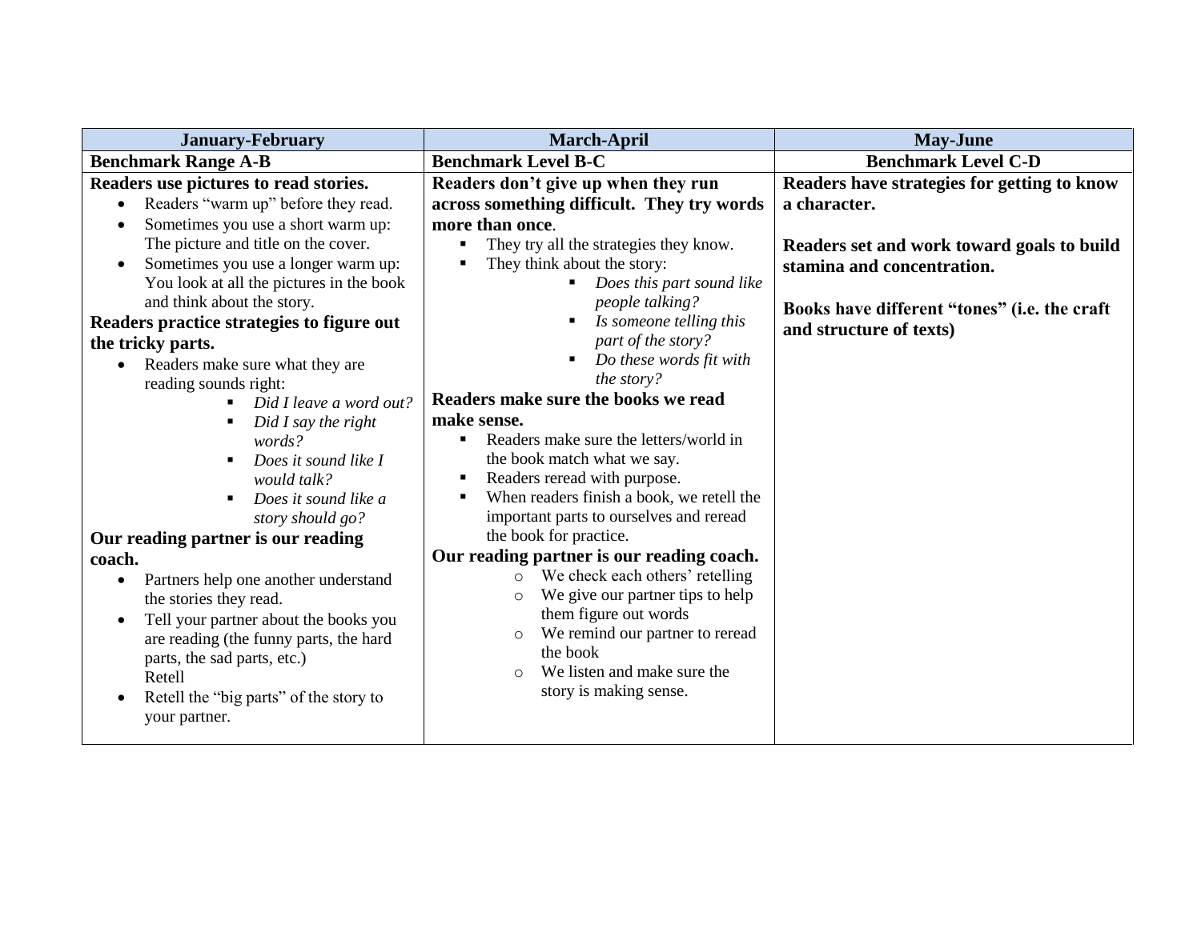| January-February | March-April | May-June |
|---|---|---|
| **Benchmark Range A-B** | **Benchmark Level B-C** | **Benchmark Level C-D** |
| **Readers use pictures to read stories.**<br>• Readers "warm up" before they read.<br>• Sometimes you use a short warm up: The picture and title on the cover.<br>• Sometimes you use a longer warm up: You look at all the pictures in the book and think about the story.<br>**Readers practice strategies to figure out the tricky parts.**<br>• Readers make sure what they are reading sounds right:<br>    ▪ *Did I leave a word out?*<br>    ▪ *Did I say the right words?*<br>    ▪ *Does it sound like I would talk?*<br>    ▪ *Does it sound like a story should go?*<br>**Our reading partner is our reading coach.**<br>• Partners help one another understand the stories they read.<br>• Tell your partner about the books you are reading (the funny parts, the hard parts, the sad parts, etc.)<br>Retell<br>• Retell the "big parts" of the story to your partner. | **Readers don't give up when they run across something difficult. They try words more than once**.<br>▪ They try all the strategies they know.<br>▪ They think about the story:<br>    ▪ *Does this part sound like people talking?*<br>    ▪ *Is someone telling this part of the story?*<br>    ▪ *Do these words fit with the story?*<br>**Readers make sure the books we read make sense.**<br>▪ Readers make sure the letters/world in the book match what we say.<br>▪ Readers reread with purpose.<br>▪ When readers finish a book, we retell the important parts to ourselves and reread the book for practice.<br>**Our reading partner is our reading coach.**<br>    ○ We check each others' retelling<br>    ○ We give our partner tips to help them figure out words<br>    ○ We remind our partner to reread the book<br>    ○ We listen and make sure the story is making sense. | **Readers have strategies for getting to know a character.**<br><br>**Readers set and work toward goals to build stamina and concentration.**<br><br>**Books have different "tones" (i.e. the craft and structure of texts)** |